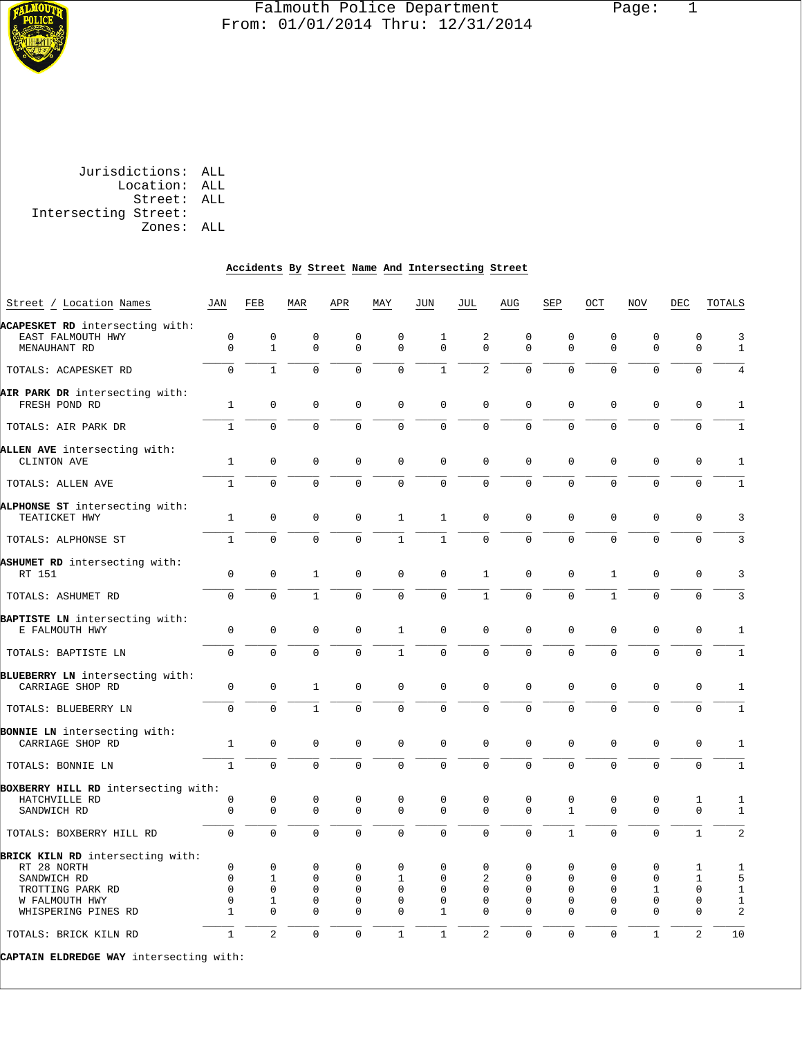# Falmouth Police Department

From: 01/01/2014 Thru: 12/31/2014

Jurisdictions: ALL
Location: ALL
Street: ALL
Intersecting Street:
Zones: ALL

## Accidents By Street Name And Intersecting Street

| Street / Location Names | JAN | FEB | MAR | APR | MAY | JUN | JUL | AUG | SEP | OCT | NOV | DEC | TOTALS |
|---|---|---|---|---|---|---|---|---|---|---|---|---|---|
| **ACAPESKET RD** intersecting with: | | | | | | | | | | | | | |
| EAST FALMOUTH HWY | 0 | 0 | 0 | 0 | 0 | 1 | 2 | 0 | 0 | 0 | 0 | 0 | 3 |
| MENAUHANT RD | 0 | 1 | 0 | 0 | 0 | 0 | 0 | 0 | 0 | 0 | 0 | 0 | 1 |
| TOTALS: ACAPESKET RD | 0 | 1 | 0 | 0 | 0 | 1 | 2 | 0 | 0 | 0 | 0 | 0 | 4 |
| **AIR PARK DR** intersecting with: | | | | | | | | | | | | | |
| FRESH POND RD | 1 | 0 | 0 | 0 | 0 | 0 | 0 | 0 | 0 | 0 | 0 | 0 | 1 |
| TOTALS: AIR PARK DR | 1 | 0 | 0 | 0 | 0 | 0 | 0 | 0 | 0 | 0 | 0 | 0 | 1 |
| **ALLEN AVE** intersecting with: | | | | | | | | | | | | | |
| CLINTON AVE | 1 | 0 | 0 | 0 | 0 | 0 | 0 | 0 | 0 | 0 | 0 | 0 | 1 |
| TOTALS: ALLEN AVE | 1 | 0 | 0 | 0 | 0 | 0 | 0 | 0 | 0 | 0 | 0 | 0 | 1 |
| **ALPHONSE ST** intersecting with: | | | | | | | | | | | | | |
| TEATICKET HWY | 1 | 0 | 0 | 0 | 1 | 1 | 0 | 0 | 0 | 0 | 0 | 0 | 3 |
| TOTALS: ALPHONSE ST | 1 | 0 | 0 | 0 | 1 | 1 | 0 | 0 | 0 | 0 | 0 | 0 | 3 |
| **ASHUMET RD** intersecting with: | | | | | | | | | | | | | |
| RT 151 | 0 | 0 | 1 | 0 | 0 | 0 | 1 | 0 | 0 | 1 | 0 | 0 | 3 |
| TOTALS: ASHUMET RD | 0 | 0 | 1 | 0 | 0 | 0 | 1 | 0 | 0 | 1 | 0 | 0 | 3 |
| **BAPTISTE LN** intersecting with: | | | | | | | | | | | | | |
| E FALMOUTH HWY | 0 | 0 | 0 | 0 | 1 | 0 | 0 | 0 | 0 | 0 | 0 | 0 | 1 |
| TOTALS: BAPTISTE LN | 0 | 0 | 0 | 0 | 1 | 0 | 0 | 0 | 0 | 0 | 0 | 0 | 1 |
| **BLUEBERRY LN** intersecting with: | | | | | | | | | | | | | |
| CARRIAGE SHOP RD | 0 | 0 | 1 | 0 | 0 | 0 | 0 | 0 | 0 | 0 | 0 | 0 | 1 |
| TOTALS: BLUEBERRY LN | 0 | 0 | 1 | 0 | 0 | 0 | 0 | 0 | 0 | 0 | 0 | 0 | 1 |
| **BONNIE LN** intersecting with: | | | | | | | | | | | | | |
| CARRIAGE SHOP RD | 1 | 0 | 0 | 0 | 0 | 0 | 0 | 0 | 0 | 0 | 0 | 0 | 1 |
| TOTALS: BONNIE LN | 1 | 0 | 0 | 0 | 0 | 0 | 0 | 0 | 0 | 0 | 0 | 0 | 1 |
| **BOXBERRY HILL RD** intersecting with: | | | | | | | | | | | | | |
| HATCHVILLE RD | 0 | 0 | 0 | 0 | 0 | 0 | 0 | 0 | 0 | 0 | 0 | 1 | 1 |
| SANDWICH RD | 0 | 0 | 0 | 0 | 0 | 0 | 0 | 0 | 1 | 0 | 0 | 0 | 1 |
| TOTALS: BOXBERRY HILL RD | 0 | 0 | 0 | 0 | 0 | 0 | 0 | 0 | 1 | 0 | 0 | 1 | 2 |
| **BRICK KILN RD** intersecting with: | | | | | | | | | | | | | |
| RT 28 NORTH | 0 | 0 | 0 | 0 | 0 | 0 | 0 | 0 | 0 | 0 | 0 | 1 | 1 |
| SANDWICH RD | 0 | 1 | 0 | 0 | 1 | 0 | 2 | 0 | 0 | 0 | 0 | 1 | 5 |
| TROTTING PARK RD | 0 | 0 | 0 | 0 | 0 | 0 | 0 | 0 | 0 | 0 | 1 | 0 | 1 |
| W FALMOUTH HWY | 0 | 1 | 0 | 0 | 0 | 0 | 0 | 0 | 0 | 0 | 0 | 0 | 1 |
| WHISPERING PINES RD | 1 | 0 | 0 | 0 | 0 | 1 | 0 | 0 | 0 | 0 | 0 | 0 | 2 |
| TOTALS: BRICK KILN RD | 1 | 2 | 0 | 0 | 1 | 1 | 2 | 0 | 0 | 0 | 1 | 2 | 10 |
| **CAPTAIN ELDREDGE WAY** intersecting with: | | | | | | | | | | | | | |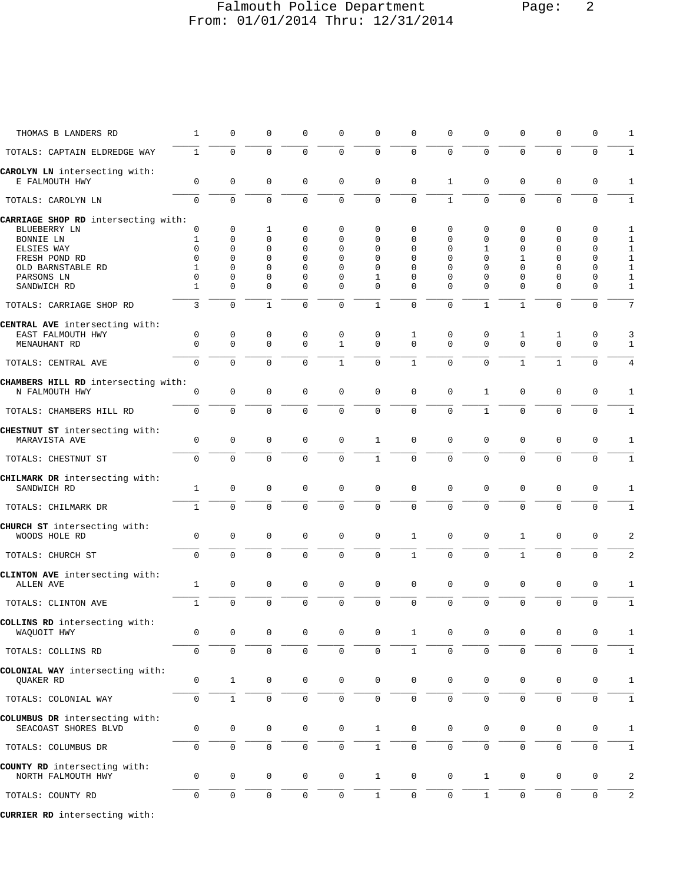| Street / Intersecting | | | | | | | | | | | | | Total |
|---|---|---|---|---|---|---|---|---|---|---|---|---|---|
| THOMAS B LANDERS RD | 1 | 0 | 0 | 0 | 0 | 0 | 0 | 0 | 0 | 0 | 0 | 0 | 1 |
| TOTALS: CAPTAIN ELDREDGE WAY | 1 | 0 | 0 | 0 | 0 | 0 | 0 | 0 | 0 | 0 | 0 | 0 | 1 |
| **CAROLYN LN** intersecting with: | | | | | | | | | | | | | |
| E FALMOUTH HWY | 0 | 0 | 0 | 0 | 0 | 0 | 0 | 1 | 0 | 0 | 0 | 0 | 1 |
| TOTALS: CAROLYN LN | 0 | 0 | 0 | 0 | 0 | 0 | 0 | 1 | 0 | 0 | 0 | 0 | 1 |
| **CARRIAGE SHOP RD** intersecting with: | | | | | | | | | | | | | |
| BLUEBERRY LN | 0 | 0 | 1 | 0 | 0 | 0 | 0 | 0 | 0 | 0 | 0 | 0 | 1 |
| BONNIE LN | 1 | 0 | 0 | 0 | 0 | 0 | 0 | 0 | 0 | 0 | 0 | 0 | 1 |
| ELSIES WAY | 0 | 0 | 0 | 0 | 0 | 0 | 0 | 0 | 1 | 0 | 0 | 0 | 1 |
| FRESH POND RD | 0 | 0 | 0 | 0 | 0 | 0 | 0 | 0 | 0 | 1 | 0 | 0 | 1 |
| OLD BARNSTABLE RD | 1 | 0 | 0 | 0 | 0 | 0 | 0 | 0 | 0 | 0 | 0 | 0 | 1 |
| PARSONS LN | 0 | 0 | 0 | 0 | 0 | 1 | 0 | 0 | 0 | 0 | 0 | 0 | 1 |
| SANDWICH RD | 1 | 0 | 0 | 0 | 0 | 0 | 0 | 0 | 0 | 0 | 0 | 0 | 1 |
| TOTALS: CARRIAGE SHOP RD | 3 | 0 | 1 | 0 | 0 | 1 | 0 | 0 | 1 | 1 | 0 | 0 | 7 |
| **CENTRAL AVE** intersecting with: | | | | | | | | | | | | | |
| EAST FALMOUTH HWY | 0 | 0 | 0 | 0 | 0 | 0 | 1 | 0 | 0 | 1 | 1 | 0 | 3 |
| MENAUHANT RD | 0 | 0 | 0 | 0 | 1 | 0 | 0 | 0 | 0 | 0 | 0 | 0 | 1 |
| TOTALS: CENTRAL AVE | 0 | 0 | 0 | 0 | 1 | 0 | 1 | 0 | 0 | 1 | 1 | 0 | 4 |
| **CHAMBERS HILL RD** intersecting with: | | | | | | | | | | | | | |
| N FALMOUTH HWY | 0 | 0 | 0 | 0 | 0 | 0 | 0 | 0 | 1 | 0 | 0 | 0 | 1 |
| TOTALS: CHAMBERS HILL RD | 0 | 0 | 0 | 0 | 0 | 0 | 0 | 0 | 1 | 0 | 0 | 0 | 1 |
| **CHESTNUT ST** intersecting with: | | | | | | | | | | | | | |
| MARAVISTA AVE | 0 | 0 | 0 | 0 | 0 | 1 | 0 | 0 | 0 | 0 | 0 | 0 | 1 |
| TOTALS: CHESTNUT ST | 0 | 0 | 0 | 0 | 0 | 1 | 0 | 0 | 0 | 0 | 0 | 0 | 1 |
| **CHILMARK DR** intersecting with: | | | | | | | | | | | | | |
| SANDWICH RD | 1 | 0 | 0 | 0 | 0 | 0 | 0 | 0 | 0 | 0 | 0 | 0 | 1 |
| TOTALS: CHILMARK DR | 1 | 0 | 0 | 0 | 0 | 0 | 0 | 0 | 0 | 0 | 0 | 0 | 1 |
| **CHURCH ST** intersecting with: | | | | | | | | | | | | | |
| WOODS HOLE RD | 0 | 0 | 0 | 0 | 0 | 0 | 1 | 0 | 0 | 1 | 0 | 0 | 2 |
| TOTALS: CHURCH ST | 0 | 0 | 0 | 0 | 0 | 0 | 1 | 0 | 0 | 1 | 0 | 0 | 2 |
| **CLINTON AVE** intersecting with: | | | | | | | | | | | | | |
| ALLEN AVE | 1 | 0 | 0 | 0 | 0 | 0 | 0 | 0 | 0 | 0 | 0 | 0 | 1 |
| TOTALS: CLINTON AVE | 1 | 0 | 0 | 0 | 0 | 0 | 0 | 0 | 0 | 0 | 0 | 0 | 1 |
| **COLLINS RD** intersecting with: | | | | | | | | | | | | | |
| WAQUOIT HWY | 0 | 0 | 0 | 0 | 0 | 0 | 1 | 0 | 0 | 0 | 0 | 0 | 1 |
| TOTALS: COLLINS RD | 0 | 0 | 0 | 0 | 0 | 0 | 1 | 0 | 0 | 0 | 0 | 0 | 1 |
| **COLONIAL WAY** intersecting with: | | | | | | | | | | | | | |
| QUAKER RD | 0 | 1 | 0 | 0 | 0 | 0 | 0 | 0 | 0 | 0 | 0 | 0 | 1 |
| TOTALS: COLONIAL WAY | 0 | 1 | 0 | 0 | 0 | 0 | 0 | 0 | 0 | 0 | 0 | 0 | 1 |
| **COLUMBUS DR** intersecting with: | | | | | | | | | | | | | |
| SEACOAST SHORES BLVD | 0 | 0 | 0 | 0 | 0 | 1 | 0 | 0 | 0 | 0 | 0 | 0 | 1 |
| TOTALS: COLUMBUS DR | 0 | 0 | 0 | 0 | 0 | 1 | 0 | 0 | 0 | 0 | 0 | 0 | 1 |
| **COUNTY RD** intersecting with: | | | | | | | | | | | | | |
| NORTH FALMOUTH HWY | 0 | 0 | 0 | 0 | 0 | 1 | 0 | 0 | 1 | 0 | 0 | 0 | 2 |
| TOTALS: COUNTY RD | 0 | 0 | 0 | 0 | 0 | 1 | 0 | 0 | 1 | 0 | 0 | 0 | 2 |
| **CURRIER RD** intersecting with: | | | | | | | | | | | | | |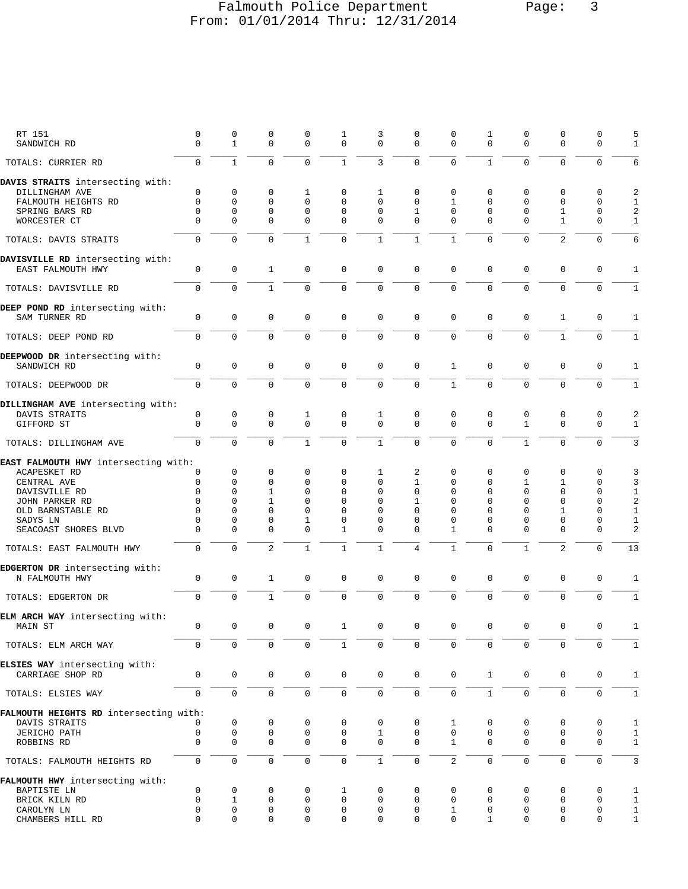| | | | | | | | | | | | | | |
|---|---|---|---|---|---|---|---|---|---|---|---|---|---|
| RT 151 | 0 | 0 | 0 | 0 | 1 | 3 | 0 | 0 | 1 | 0 | 0 | 0 | 5 |
| SANDWICH RD | 0 | 1 | 0 | 0 | 0 | 0 | 0 | 0 | 0 | 0 | 0 | 0 | 1 |
| TOTALS: CURRIER RD | 0 | 1 | 0 | 0 | 1 | 3 | 0 | 0 | 1 | 0 | 0 | 0 | 6 |
| **DAVIS STRAITS** intersecting with: | | | | | | | | | | | | | |
| DILLINGHAM AVE | 0 | 0 | 0 | 1 | 0 | 1 | 0 | 0 | 0 | 0 | 0 | 0 | 2 |
| FALMOUTH HEIGHTS RD | 0 | 0 | 0 | 0 | 0 | 0 | 0 | 1 | 0 | 0 | 0 | 0 | 1 |
| SPRING BARS RD | 0 | 0 | 0 | 0 | 0 | 0 | 1 | 0 | 0 | 0 | 1 | 0 | 2 |
| WORCESTER CT | 0 | 0 | 0 | 0 | 0 | 0 | 0 | 0 | 0 | 0 | 1 | 0 | 1 |
| TOTALS: DAVIS STRAITS | 0 | 0 | 0 | 1 | 0 | 1 | 1 | 1 | 0 | 0 | 2 | 0 | 6 |
| **DAVISVILLE RD** intersecting with: | | | | | | | | | | | | | |
| EAST FALMOUTH HWY | 0 | 0 | 1 | 0 | 0 | 0 | 0 | 0 | 0 | 0 | 0 | 0 | 1 |
| TOTALS: DAVISVILLE RD | 0 | 0 | 1 | 0 | 0 | 0 | 0 | 0 | 0 | 0 | 0 | 0 | 1 |
| **DEEP POND RD** intersecting with: | | | | | | | | | | | | | |
| SAM TURNER RD | 0 | 0 | 0 | 0 | 0 | 0 | 0 | 0 | 0 | 0 | 1 | 0 | 1 |
| TOTALS: DEEP POND RD | 0 | 0 | 0 | 0 | 0 | 0 | 0 | 0 | 0 | 0 | 1 | 0 | 1 |
| **DEEPWOOD DR** intersecting with: | | | | | | | | | | | | | |
| SANDWICH RD | 0 | 0 | 0 | 0 | 0 | 0 | 0 | 1 | 0 | 0 | 0 | 0 | 1 |
| TOTALS: DEEPWOOD DR | 0 | 0 | 0 | 0 | 0 | 0 | 0 | 1 | 0 | 0 | 0 | 0 | 1 |
| **DILLINGHAM AVE** intersecting with: | | | | | | | | | | | | | |
| DAVIS STRAITS | 0 | 0 | 0 | 1 | 0 | 1 | 0 | 0 | 0 | 0 | 0 | 0 | 2 |
| GIFFORD ST | 0 | 0 | 0 | 0 | 0 | 0 | 0 | 0 | 0 | 1 | 0 | 0 | 1 |
| TOTALS: DILLINGHAM AVE | 0 | 0 | 0 | 1 | 0 | 1 | 0 | 0 | 0 | 1 | 0 | 0 | 3 |
| **EAST FALMOUTH HWY** intersecting with: | | | | | | | | | | | | | |
| ACAPESKET RD | 0 | 0 | 0 | 0 | 0 | 1 | 2 | 0 | 0 | 0 | 0 | 0 | 3 |
| CENTRAL AVE | 0 | 0 | 0 | 0 | 0 | 0 | 1 | 0 | 0 | 1 | 1 | 0 | 3 |
| DAVISVILLE RD | 0 | 0 | 1 | 0 | 0 | 0 | 0 | 0 | 0 | 0 | 0 | 0 | 1 |
| JOHN PARKER RD | 0 | 0 | 1 | 0 | 0 | 0 | 1 | 0 | 0 | 0 | 0 | 0 | 2 |
| OLD BARNSTABLE RD | 0 | 0 | 0 | 0 | 0 | 0 | 0 | 0 | 0 | 0 | 1 | 0 | 1 |
| SADYS LN | 0 | 0 | 0 | 1 | 0 | 0 | 0 | 0 | 0 | 0 | 0 | 0 | 1 |
| SEACOAST SHORES BLVD | 0 | 0 | 0 | 0 | 1 | 0 | 0 | 1 | 0 | 0 | 0 | 0 | 2 |
| TOTALS: EAST FALMOUTH HWY | 0 | 0 | 2 | 1 | 1 | 1 | 4 | 1 | 0 | 1 | 2 | 0 | 13 |
| **EDGERTON DR** intersecting with: | | | | | | | | | | | | | |
| N FALMOUTH HWY | 0 | 0 | 1 | 0 | 0 | 0 | 0 | 0 | 0 | 0 | 0 | 0 | 1 |
| TOTALS: EDGERTON DR | 0 | 0 | 1 | 0 | 0 | 0 | 0 | 0 | 0 | 0 | 0 | 0 | 1 |
| **ELM ARCH WAY** intersecting with: | | | | | | | | | | | | | |
| MAIN ST | 0 | 0 | 0 | 0 | 1 | 0 | 0 | 0 | 0 | 0 | 0 | 0 | 1 |
| TOTALS: ELM ARCH WAY | 0 | 0 | 0 | 0 | 1 | 0 | 0 | 0 | 0 | 0 | 0 | 0 | 1 |
| **ELSIES WAY** intersecting with: | | | | | | | | | | | | | |
| CARRIAGE SHOP RD | 0 | 0 | 0 | 0 | 0 | 0 | 0 | 0 | 1 | 0 | 0 | 0 | 1 |
| TOTALS: ELSIES WAY | 0 | 0 | 0 | 0 | 0 | 0 | 0 | 0 | 1 | 0 | 0 | 0 | 1 |
| **FALMOUTH HEIGHTS RD** intersecting with: | | | | | | | | | | | | | |
| DAVIS STRAITS | 0 | 0 | 0 | 0 | 0 | 0 | 0 | 1 | 0 | 0 | 0 | 0 | 1 |
| JERICHO PATH | 0 | 0 | 0 | 0 | 0 | 1 | 0 | 0 | 0 | 0 | 0 | 0 | 1 |
| ROBBINS RD | 0 | 0 | 0 | 0 | 0 | 0 | 0 | 1 | 0 | 0 | 0 | 0 | 1 |
| TOTALS: FALMOUTH HEIGHTS RD | 0 | 0 | 0 | 0 | 0 | 1 | 0 | 2 | 0 | 0 | 0 | 0 | 3 |
| **FALMOUTH HWY** intersecting with: | | | | | | | | | | | | | |
| BAPTISTE LN | 0 | 0 | 0 | 0 | 1 | 0 | 0 | 0 | 0 | 0 | 0 | 0 | 1 |
| BRICK KILN RD | 0 | 1 | 0 | 0 | 0 | 0 | 0 | 0 | 0 | 0 | 0 | 0 | 1 |
| CAROLYN LN | 0 | 0 | 0 | 0 | 0 | 0 | 0 | 1 | 0 | 0 | 0 | 0 | 1 |
| CHAMBERS HILL RD | 0 | 0 | 0 | 0 | 0 | 0 | 0 | 0 | 1 | 0 | 0 | 0 | 1 |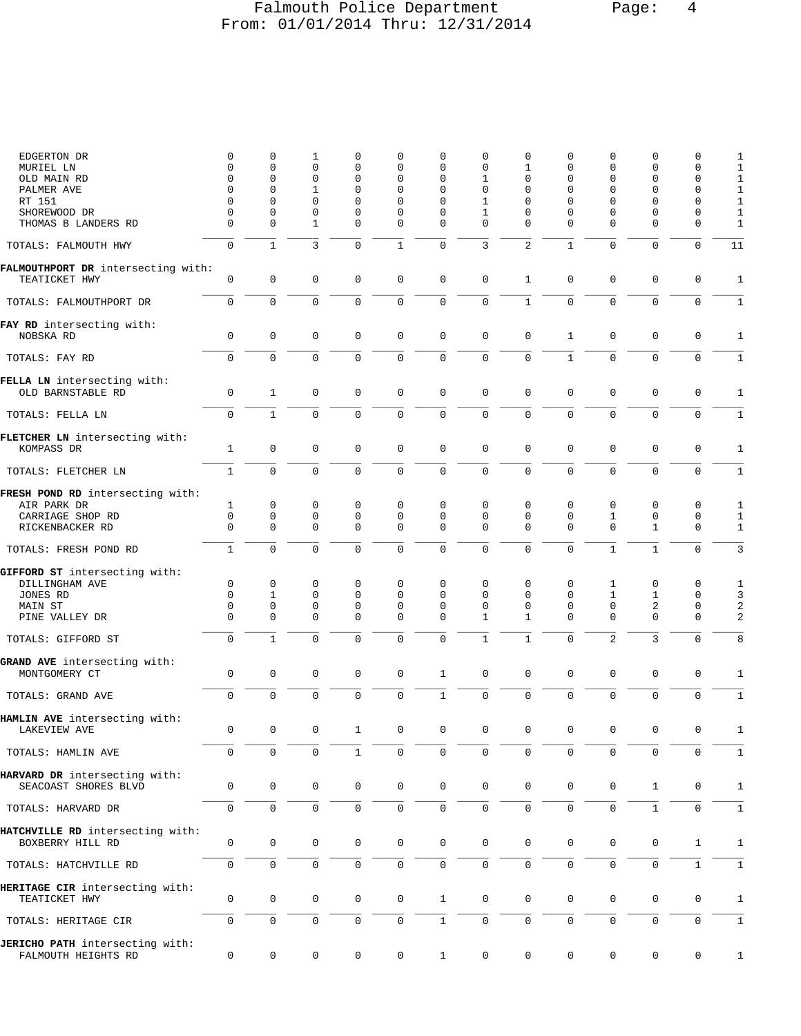Falmouth Police Department
From: 01/01/2014 Thru: 12/31/2014

| | | | | | | | | | | | | | |
|---|---|---|---|---|---|---|---|---|---|---|---|---|---|
| EDGERTON DR | 0 | 0 | 1 | 0 | 0 | 0 | 0 | 0 | 0 | 0 | 0 | 0 | 1 |
| MURIEL LN | 0 | 0 | 0 | 0 | 0 | 0 | 0 | 1 | 0 | 0 | 0 | 0 | 1 |
| OLD MAIN RD | 0 | 0 | 0 | 0 | 0 | 0 | 1 | 0 | 0 | 0 | 0 | 0 | 1 |
| PALMER AVE | 0 | 0 | 1 | 0 | 0 | 0 | 0 | 0 | 0 | 0 | 0 | 0 | 1 |
| RT 151 | 0 | 0 | 0 | 0 | 0 | 0 | 1 | 0 | 0 | 0 | 0 | 0 | 1 |
| SHOREWOOD DR | 0 | 0 | 0 | 0 | 0 | 0 | 1 | 0 | 0 | 0 | 0 | 0 | 1 |
| THOMAS B LANDERS RD | 0 | 0 | 1 | 0 | 0 | 0 | 0 | 0 | 0 | 0 | 0 | 0 | 1 |
| TOTALS: FALMOUTH HWY | 0 | 1 | 3 | 0 | 1 | 0 | 3 | 2 | 1 | 0 | 0 | 0 | 11 |
| **FALMOUTHPORT DR** intersecting with: | | | | | | | | | | | | | |
| TEATICKET HWY | 0 | 0 | 0 | 0 | 0 | 0 | 0 | 1 | 0 | 0 | 0 | 0 | 1 |
| TOTALS: FALMOUTHPORT DR | 0 | 0 | 0 | 0 | 0 | 0 | 0 | 1 | 0 | 0 | 0 | 0 | 1 |
| **FAY RD** intersecting with: | | | | | | | | | | | | | |
| NOBSKA RD | 0 | 0 | 0 | 0 | 0 | 0 | 0 | 0 | 1 | 0 | 0 | 0 | 1 |
| TOTALS: FAY RD | 0 | 0 | 0 | 0 | 0 | 0 | 0 | 0 | 1 | 0 | 0 | 0 | 1 |
| **FELLA LN** intersecting with: | | | | | | | | | | | | | |
| OLD BARNSTABLE RD | 0 | 1 | 0 | 0 | 0 | 0 | 0 | 0 | 0 | 0 | 0 | 0 | 1 |
| TOTALS: FELLA LN | 0 | 1 | 0 | 0 | 0 | 0 | 0 | 0 | 0 | 0 | 0 | 0 | 1 |
| **FLETCHER LN** intersecting with: | | | | | | | | | | | | | |
| KOMPASS DR | 1 | 0 | 0 | 0 | 0 | 0 | 0 | 0 | 0 | 0 | 0 | 0 | 1 |
| TOTALS: FLETCHER LN | 1 | 0 | 0 | 0 | 0 | 0 | 0 | 0 | 0 | 0 | 0 | 0 | 1 |
| **FRESH POND RD** intersecting with: | | | | | | | | | | | | | |
| AIR PARK DR | 1 | 0 | 0 | 0 | 0 | 0 | 0 | 0 | 0 | 0 | 0 | 0 | 1 |
| CARRIAGE SHOP RD | 0 | 0 | 0 | 0 | 0 | 0 | 0 | 0 | 0 | 1 | 0 | 0 | 1 |
| RICKENBACKER RD | 0 | 0 | 0 | 0 | 0 | 0 | 0 | 0 | 0 | 0 | 1 | 0 | 1 |
| TOTALS: FRESH POND RD | 1 | 0 | 0 | 0 | 0 | 0 | 0 | 0 | 0 | 1 | 1 | 0 | 3 |
| **GIFFORD ST** intersecting with: | | | | | | | | | | | | | |
| DILLINGHAM AVE | 0 | 0 | 0 | 0 | 0 | 0 | 0 | 0 | 0 | 1 | 0 | 0 | 1 |
| JONES RD | 0 | 1 | 0 | 0 | 0 | 0 | 0 | 0 | 0 | 1 | 1 | 0 | 3 |
| MAIN ST | 0 | 0 | 0 | 0 | 0 | 0 | 0 | 0 | 0 | 0 | 2 | 0 | 2 |
| PINE VALLEY DR | 0 | 0 | 0 | 0 | 0 | 0 | 1 | 1 | 0 | 0 | 0 | 0 | 2 |
| TOTALS: GIFFORD ST | 0 | 1 | 0 | 0 | 0 | 0 | 1 | 1 | 0 | 2 | 3 | 0 | 8 |
| **GRAND AVE** intersecting with: | | | | | | | | | | | | | |
| MONTGOMERY CT | 0 | 0 | 0 | 0 | 0 | 1 | 0 | 0 | 0 | 0 | 0 | 0 | 1 |
| TOTALS: GRAND AVE | 0 | 0 | 0 | 0 | 0 | 1 | 0 | 0 | 0 | 0 | 0 | 0 | 1 |
| **HAMLIN AVE** intersecting with: | | | | | | | | | | | | | |
| LAKEVIEW AVE | 0 | 0 | 0 | 1 | 0 | 0 | 0 | 0 | 0 | 0 | 0 | 0 | 1 |
| TOTALS: HAMLIN AVE | 0 | 0 | 0 | 1 | 0 | 0 | 0 | 0 | 0 | 0 | 0 | 0 | 1 |
| **HARVARD DR** intersecting with: | | | | | | | | | | | | | |
| SEACOAST SHORES BLVD | 0 | 0 | 0 | 0 | 0 | 0 | 0 | 0 | 0 | 0 | 1 | 0 | 1 |
| TOTALS: HARVARD DR | 0 | 0 | 0 | 0 | 0 | 0 | 0 | 0 | 0 | 0 | 1 | 0 | 1 |
| **HATCHVILLE RD** intersecting with: | | | | | | | | | | | | | |
| BOXBERRY HILL RD | 0 | 0 | 0 | 0 | 0 | 0 | 0 | 0 | 0 | 0 | 0 | 1 | 1 |
| TOTALS: HATCHVILLE RD | 0 | 0 | 0 | 0 | 0 | 0 | 0 | 0 | 0 | 0 | 0 | 1 | 1 |
| **HERITAGE CIR** intersecting with: | | | | | | | | | | | | | |
| TEATICKET HWY | 0 | 0 | 0 | 0 | 0 | 1 | 0 | 0 | 0 | 0 | 0 | 0 | 1 |
| TOTALS: HERITAGE CIR | 0 | 0 | 0 | 0 | 0 | 1 | 0 | 0 | 0 | 0 | 0 | 0 | 1 |
| **JERICHO PATH** intersecting with: | | | | | | | | | | | | | |
| FALMOUTH HEIGHTS RD | 0 | 0 | 0 | 0 | 0 | 1 | 0 | 0 | 0 | 0 | 0 | 0 | 1 |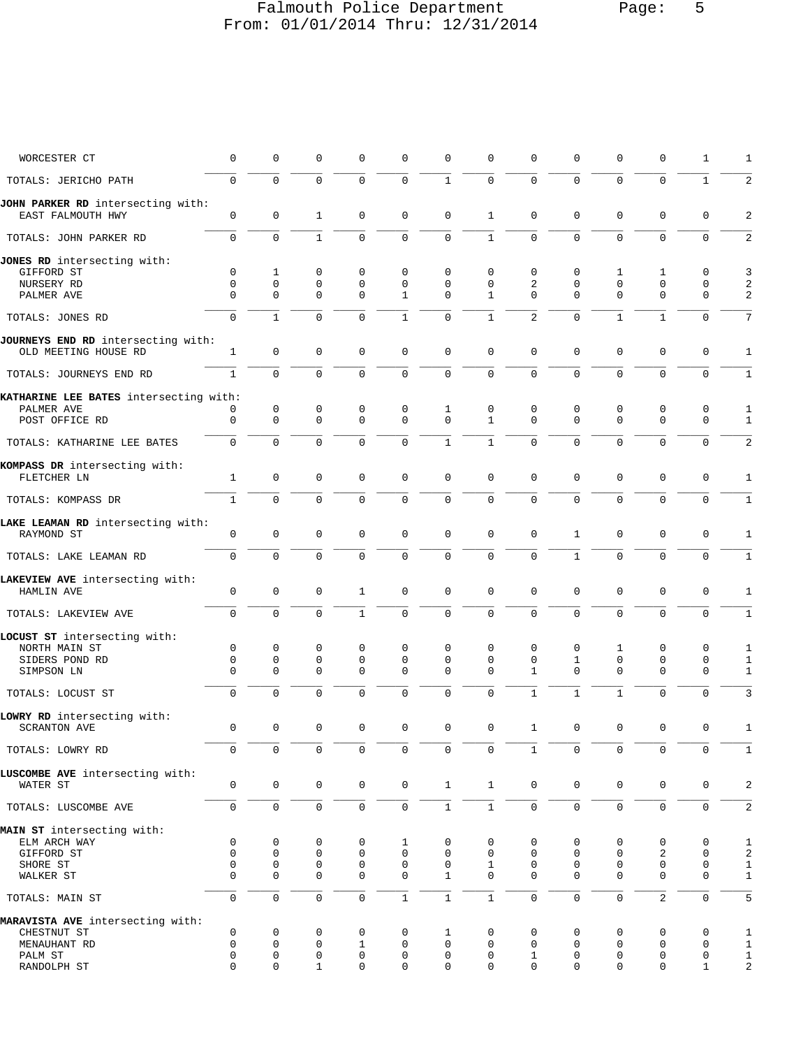| | | | | | | | | | | | | | |
|---|---|---|---|---|---|---|---|---|---|---|---|---|---|
| WORCESTER CT | 0 | 0 | 0 | 0 | 0 | 0 | 0 | 0 | 0 | 0 | 0 | 1 | 1 |
| TOTALS: JERICHO PATH | 0 | 0 | 0 | 0 | 0 | 1 | 0 | 0 | 0 | 0 | 0 | 1 | 2 |
| **JOHN PARKER RD** intersecting with: | | | | | | | | | | | | | |
| EAST FALMOUTH HWY | 0 | 0 | 1 | 0 | 0 | 0 | 1 | 0 | 0 | 0 | 0 | 0 | 2 |
| TOTALS: JOHN PARKER RD | 0 | 0 | 1 | 0 | 0 | 0 | 1 | 0 | 0 | 0 | 0 | 0 | 2 |
| **JONES RD** intersecting with: | | | | | | | | | | | | | |
| GIFFORD ST | 0 | 1 | 0 | 0 | 0 | 0 | 0 | 0 | 0 | 1 | 1 | 0 | 3 |
| NURSERY RD | 0 | 0 | 0 | 0 | 0 | 0 | 0 | 2 | 0 | 0 | 0 | 0 | 2 |
| PALMER AVE | 0 | 0 | 0 | 0 | 1 | 0 | 1 | 0 | 0 | 0 | 0 | 0 | 2 |
| TOTALS: JONES RD | 0 | 1 | 0 | 0 | 1 | 0 | 1 | 2 | 0 | 1 | 1 | 0 | 7 |
| **JOURNEYS END RD** intersecting with: | | | | | | | | | | | | | |
| OLD MEETING HOUSE RD | 1 | 0 | 0 | 0 | 0 | 0 | 0 | 0 | 0 | 0 | 0 | 0 | 1 |
| TOTALS: JOURNEYS END RD | 1 | 0 | 0 | 0 | 0 | 0 | 0 | 0 | 0 | 0 | 0 | 0 | 1 |
| **KATHARINE LEE BATES** intersecting with: | | | | | | | | | | | | | |
| PALMER AVE | 0 | 0 | 0 | 0 | 0 | 1 | 0 | 0 | 0 | 0 | 0 | 0 | 1 |
| POST OFFICE RD | 0 | 0 | 0 | 0 | 0 | 0 | 1 | 0 | 0 | 0 | 0 | 0 | 1 |
| TOTALS: KATHARINE LEE BATES | 0 | 0 | 0 | 0 | 0 | 1 | 1 | 0 | 0 | 0 | 0 | 0 | 2 |
| **KOMPASS DR** intersecting with: | | | | | | | | | | | | | |
| FLETCHER LN | 1 | 0 | 0 | 0 | 0 | 0 | 0 | 0 | 0 | 0 | 0 | 0 | 1 |
| TOTALS: KOMPASS DR | 1 | 0 | 0 | 0 | 0 | 0 | 0 | 0 | 0 | 0 | 0 | 0 | 1 |
| **LAKE LEAMAN RD** intersecting with: | | | | | | | | | | | | | |
| RAYMOND ST | 0 | 0 | 0 | 0 | 0 | 0 | 0 | 0 | 1 | 0 | 0 | 0 | 1 |
| TOTALS: LAKE LEAMAN RD | 0 | 0 | 0 | 0 | 0 | 0 | 0 | 0 | 1 | 0 | 0 | 0 | 1 |
| **LAKEVIEW AVE** intersecting with: | | | | | | | | | | | | | |
| HAMLIN AVE | 0 | 0 | 0 | 1 | 0 | 0 | 0 | 0 | 0 | 0 | 0 | 0 | 1 |
| TOTALS: LAKEVIEW AVE | 0 | 0 | 0 | 1 | 0 | 0 | 0 | 0 | 0 | 0 | 0 | 0 | 1 |
| **LOCUST ST** intersecting with: | | | | | | | | | | | | | |
| NORTH MAIN ST | 0 | 0 | 0 | 0 | 0 | 0 | 0 | 0 | 0 | 1 | 0 | 0 | 1 |
| SIDERS POND RD | 0 | 0 | 0 | 0 | 0 | 0 | 0 | 0 | 1 | 0 | 0 | 0 | 1 |
| SIMPSON LN | 0 | 0 | 0 | 0 | 0 | 0 | 0 | 1 | 0 | 0 | 0 | 0 | 1 |
| TOTALS: LOCUST ST | 0 | 0 | 0 | 0 | 0 | 0 | 0 | 1 | 1 | 1 | 0 | 0 | 3 |
| **LOWRY RD** intersecting with: | | | | | | | | | | | | | |
| SCRANTON AVE | 0 | 0 | 0 | 0 | 0 | 0 | 0 | 1 | 0 | 0 | 0 | 0 | 1 |
| TOTALS: LOWRY RD | 0 | 0 | 0 | 0 | 0 | 0 | 0 | 1 | 0 | 0 | 0 | 0 | 1 |
| **LUSCOMBE AVE** intersecting with: | | | | | | | | | | | | | |
| WATER ST | 0 | 0 | 0 | 0 | 0 | 1 | 1 | 0 | 0 | 0 | 0 | 0 | 2 |
| TOTALS: LUSCOMBE AVE | 0 | 0 | 0 | 0 | 0 | 1 | 1 | 0 | 0 | 0 | 0 | 0 | 2 |
| **MAIN ST** intersecting with: | | | | | | | | | | | | | |
| ELM ARCH WAY | 0 | 0 | 0 | 0 | 1 | 0 | 0 | 0 | 0 | 0 | 0 | 0 | 1 |
| GIFFORD ST | 0 | 0 | 0 | 0 | 0 | 0 | 0 | 0 | 0 | 0 | 2 | 0 | 2 |
| SHORE ST | 0 | 0 | 0 | 0 | 0 | 0 | 1 | 0 | 0 | 0 | 0 | 0 | 1 |
| WALKER ST | 0 | 0 | 0 | 0 | 0 | 1 | 0 | 0 | 0 | 0 | 0 | 0 | 1 |
| TOTALS: MAIN ST | 0 | 0 | 0 | 0 | 1 | 1 | 1 | 0 | 0 | 0 | 2 | 0 | 5 |
| **MARAVISTA AVE** intersecting with: | | | | | | | | | | | | | |
| CHESTNUT ST | 0 | 0 | 0 | 0 | 0 | 1 | 0 | 0 | 0 | 0 | 0 | 0 | 1 |
| MENAUHANT RD | 0 | 0 | 0 | 1 | 0 | 0 | 0 | 0 | 0 | 0 | 0 | 0 | 1 |
| PALM ST | 0 | 0 | 0 | 0 | 0 | 0 | 0 | 1 | 0 | 0 | 0 | 0 | 1 |
| RANDOLPH ST | 0 | 0 | 1 | 0 | 0 | 0 | 0 | 0 | 0 | 0 | 0 | 1 | 2 |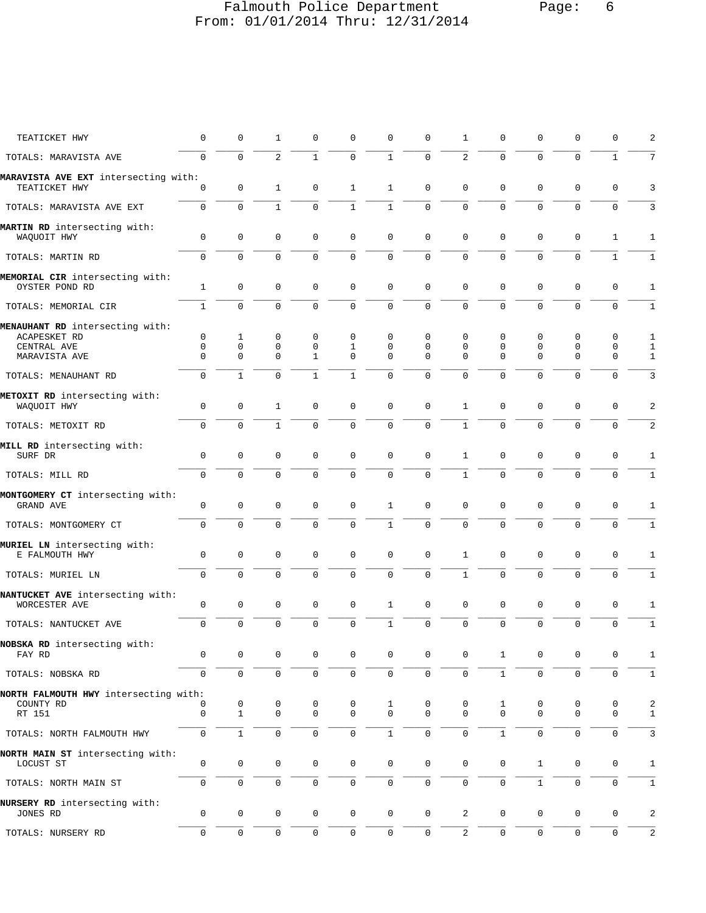| | | | | | | | | | | | | | |
|---|---|---|---|---|---|---|---|---|---|---|---|---|---|
| TEATICKET HWY | 0 | 0 | 1 | 0 | 0 | 0 | 0 | 1 | 0 | 0 | 0 | 0 | 2 |
| TOTALS: MARAVISTA AVE | 0 | 0 | 2 | 1 | 0 | 1 | 0 | 2 | 0 | 0 | 0 | 1 | 7 |
| **MARAVISTA AVE EXT** intersecting with: | | | | | | | | | | | | | |
| TEATICKET HWY | 0 | 0 | 1 | 0 | 1 | 1 | 0 | 0 | 0 | 0 | 0 | 0 | 3 |
| TOTALS: MARAVISTA AVE EXT | 0 | 0 | 1 | 0 | 1 | 1 | 0 | 0 | 0 | 0 | 0 | 0 | 3 |
| **MARTIN RD** intersecting with: | | | | | | | | | | | | | |
| WAQUOIT HWY | 0 | 0 | 0 | 0 | 0 | 0 | 0 | 0 | 0 | 0 | 0 | 1 | 1 |
| TOTALS: MARTIN RD | 0 | 0 | 0 | 0 | 0 | 0 | 0 | 0 | 0 | 0 | 0 | 1 | 1 |
| **MEMORIAL CIR** intersecting with: | | | | | | | | | | | | | |
| OYSTER POND RD | 1 | 0 | 0 | 0 | 0 | 0 | 0 | 0 | 0 | 0 | 0 | 0 | 1 |
| TOTALS: MEMORIAL CIR | 1 | 0 | 0 | 0 | 0 | 0 | 0 | 0 | 0 | 0 | 0 | 0 | 1 |
| **MENAUHANT RD** intersecting with: | | | | | | | | | | | | | |
| ACAPESKET RD | 0 | 1 | 0 | 0 | 0 | 0 | 0 | 0 | 0 | 0 | 0 | 0 | 1 |
| CENTRAL AVE | 0 | 0 | 0 | 0 | 1 | 0 | 0 | 0 | 0 | 0 | 0 | 0 | 1 |
| MARAVISTA AVE | 0 | 0 | 0 | 1 | 0 | 0 | 0 | 0 | 0 | 0 | 0 | 0 | 1 |
| TOTALS: MENAUHANT RD | 0 | 1 | 0 | 1 | 1 | 0 | 0 | 0 | 0 | 0 | 0 | 0 | 3 |
| **METOXIT RD** intersecting with: | | | | | | | | | | | | | |
| WAQUOIT HWY | 0 | 0 | 1 | 0 | 0 | 0 | 0 | 1 | 0 | 0 | 0 | 0 | 2 |
| TOTALS: METOXIT RD | 0 | 0 | 1 | 0 | 0 | 0 | 0 | 1 | 0 | 0 | 0 | 0 | 2 |
| **MILL RD** intersecting with: | | | | | | | | | | | | | |
| SURF DR | 0 | 0 | 0 | 0 | 0 | 0 | 0 | 1 | 0 | 0 | 0 | 0 | 1 |
| TOTALS: MILL RD | 0 | 0 | 0 | 0 | 0 | 0 | 0 | 1 | 0 | 0 | 0 | 0 | 1 |
| **MONTGOMERY CT** intersecting with: | | | | | | | | | | | | | |
| GRAND AVE | 0 | 0 | 0 | 0 | 0 | 1 | 0 | 0 | 0 | 0 | 0 | 0 | 1 |
| TOTALS: MONTGOMERY CT | 0 | 0 | 0 | 0 | 0 | 1 | 0 | 0 | 0 | 0 | 0 | 0 | 1 |
| **MURIEL LN** intersecting with: | | | | | | | | | | | | | |
| E FALMOUTH HWY | 0 | 0 | 0 | 0 | 0 | 0 | 0 | 1 | 0 | 0 | 0 | 0 | 1 |
| TOTALS: MURIEL LN | 0 | 0 | 0 | 0 | 0 | 0 | 0 | 1 | 0 | 0 | 0 | 0 | 1 |
| **NANTUCKET AVE** intersecting with: | | | | | | | | | | | | | |
| WORCESTER AVE | 0 | 0 | 0 | 0 | 0 | 1 | 0 | 0 | 0 | 0 | 0 | 0 | 1 |
| TOTALS: NANTUCKET AVE | 0 | 0 | 0 | 0 | 0 | 1 | 0 | 0 | 0 | 0 | 0 | 0 | 1 |
| **NOBSKA RD** intersecting with: | | | | | | | | | | | | | |
| FAY RD | 0 | 0 | 0 | 0 | 0 | 0 | 0 | 0 | 1 | 0 | 0 | 0 | 1 |
| TOTALS: NOBSKA RD | 0 | 0 | 0 | 0 | 0 | 0 | 0 | 0 | 1 | 0 | 0 | 0 | 1 |
| **NORTH FALMOUTH HWY** intersecting with: | | | | | | | | | | | | | |
| COUNTY RD | 0 | 0 | 0 | 0 | 0 | 1 | 0 | 0 | 1 | 0 | 0 | 0 | 2 |
| RT 151 | 0 | 1 | 0 | 0 | 0 | 0 | 0 | 0 | 0 | 0 | 0 | 0 | 1 |
| TOTALS: NORTH FALMOUTH HWY | 0 | 1 | 0 | 0 | 0 | 1 | 0 | 0 | 1 | 0 | 0 | 0 | 3 |
| **NORTH MAIN ST** intersecting with: | | | | | | | | | | | | | |
| LOCUST ST | 0 | 0 | 0 | 0 | 0 | 0 | 0 | 0 | 0 | 1 | 0 | 0 | 1 |
| TOTALS: NORTH MAIN ST | 0 | 0 | 0 | 0 | 0 | 0 | 0 | 0 | 0 | 1 | 0 | 0 | 1 |
| **NURSERY RD** intersecting with: | | | | | | | | | | | | | |
| JONES RD | 0 | 0 | 0 | 0 | 0 | 0 | 0 | 2 | 0 | 0 | 0 | 0 | 2 |
| TOTALS: NURSERY RD | 0 | 0 | 0 | 0 | 0 | 0 | 0 | 2 | 0 | 0 | 0 | 0 | 2 |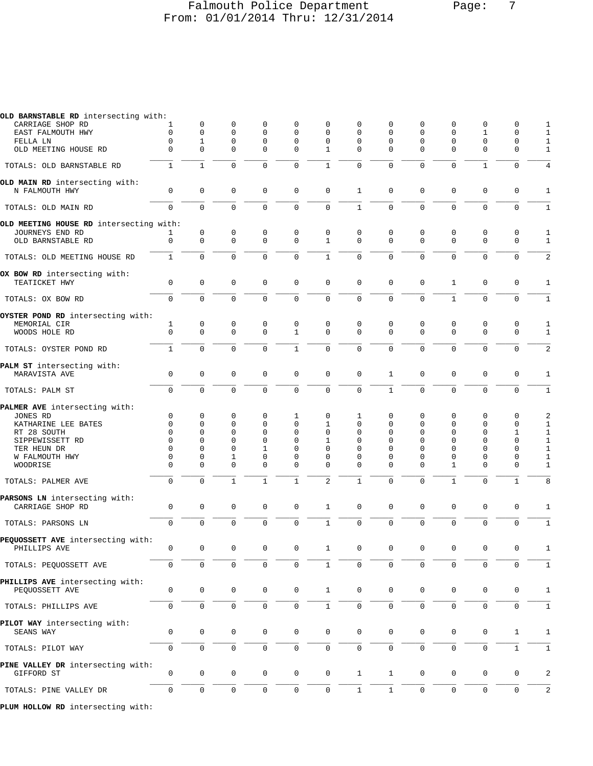**OLD BARNSTABLE RD** intersecting with:

| Street | | | | | | | | | | | | | Total |
|---|---|---|---|---|---|---|---|---|---|---|---|---|---|
| CARRIAGE SHOP RD | 1 | 0 | 0 | 0 | 0 | 0 | 0 | 0 | 0 | 0 | 0 | 0 | 1 |
| EAST FALMOUTH HWY | 0 | 0 | 0 | 0 | 0 | 0 | 0 | 0 | 0 | 0 | 1 | 0 | 1 |
| FELLA LN | 0 | 1 | 0 | 0 | 0 | 0 | 0 | 0 | 0 | 0 | 0 | 0 | 1 |
| OLD MEETING HOUSE RD | 0 | 0 | 0 | 0 | 0 | 1 | 0 | 0 | 0 | 0 | 0 | 0 | 1 |
| TOTALS: OLD BARNSTABLE RD | 1 | 1 | 0 | 0 | 0 | 1 | 0 | 0 | 0 | 0 | 1 | 0 | 4 |

**OLD MAIN RD** intersecting with:

| Street | | | | | | | | | | | | | Total |
|---|---|---|---|---|---|---|---|---|---|---|---|---|---|
| N FALMOUTH HWY | 0 | 0 | 0 | 0 | 0 | 0 | 1 | 0 | 0 | 0 | 0 | 0 | 1 |
| TOTALS: OLD MAIN RD | 0 | 0 | 0 | 0 | 0 | 0 | 1 | 0 | 0 | 0 | 0 | 0 | 1 |

**OLD MEETING HOUSE RD** intersecting with:

| Street | | | | | | | | | | | | | Total |
|---|---|---|---|---|---|---|---|---|---|---|---|---|---|
| JOURNEYS END RD | 1 | 0 | 0 | 0 | 0 | 0 | 0 | 0 | 0 | 0 | 0 | 0 | 1 |
| OLD BARNSTABLE RD | 0 | 0 | 0 | 0 | 0 | 1 | 0 | 0 | 0 | 0 | 0 | 0 | 1 |
| TOTALS: OLD MEETING HOUSE RD | 1 | 0 | 0 | 0 | 0 | 1 | 0 | 0 | 0 | 0 | 0 | 0 | 2 |

**OX BOW RD** intersecting with:

| Street | | | | | | | | | | | | | Total |
|---|---|---|---|---|---|---|---|---|---|---|---|---|---|
| TEATICKET HWY | 0 | 0 | 0 | 0 | 0 | 0 | 0 | 0 | 0 | 1 | 0 | 0 | 1 |
| TOTALS: OX BOW RD | 0 | 0 | 0 | 0 | 0 | 0 | 0 | 0 | 0 | 1 | 0 | 0 | 1 |

**OYSTER POND RD** intersecting with:

| Street | | | | | | | | | | | | | Total |
|---|---|---|---|---|---|---|---|---|---|---|---|---|---|
| MEMORIAL CIR | 1 | 0 | 0 | 0 | 0 | 0 | 0 | 0 | 0 | 0 | 0 | 0 | 1 |
| WOODS HOLE RD | 0 | 0 | 0 | 0 | 1 | 0 | 0 | 0 | 0 | 0 | 0 | 0 | 1 |
| TOTALS: OYSTER POND RD | 1 | 0 | 0 | 0 | 1 | 0 | 0 | 0 | 0 | 0 | 0 | 0 | 2 |

**PALM ST** intersecting with:

| Street | | | | | | | | | | | | | Total |
|---|---|---|---|---|---|---|---|---|---|---|---|---|---|
| MARAVISTA AVE | 0 | 0 | 0 | 0 | 0 | 0 | 0 | 1 | 0 | 0 | 0 | 0 | 1 |
| TOTALS: PALM ST | 0 | 0 | 0 | 0 | 0 | 0 | 0 | 1 | 0 | 0 | 0 | 0 | 1 |

**PALMER AVE** intersecting with:

| Street | | | | | | | | | | | | | Total |
|---|---|---|---|---|---|---|---|---|---|---|---|---|---|
| JONES RD | 0 | 0 | 0 | 0 | 1 | 0 | 1 | 0 | 0 | 0 | 0 | 0 | 2 |
| KATHARINE LEE BATES | 0 | 0 | 0 | 0 | 0 | 1 | 0 | 0 | 0 | 0 | 0 | 0 | 1 |
| RT 28 SOUTH | 0 | 0 | 0 | 0 | 0 | 0 | 0 | 0 | 0 | 0 | 0 | 1 | 1 |
| SIPPEWISSETT RD | 0 | 0 | 0 | 0 | 0 | 1 | 0 | 0 | 0 | 0 | 0 | 0 | 1 |
| TER HEUN DR | 0 | 0 | 0 | 1 | 0 | 0 | 0 | 0 | 0 | 0 | 0 | 0 | 1 |
| W FALMOUTH HWY | 0 | 0 | 1 | 0 | 0 | 0 | 0 | 0 | 0 | 0 | 0 | 0 | 1 |
| WOODRISE | 0 | 0 | 0 | 0 | 0 | 0 | 0 | 0 | 0 | 1 | 0 | 0 | 1 |
| TOTALS: PALMER AVE | 0 | 0 | 1 | 1 | 1 | 2 | 1 | 0 | 0 | 1 | 0 | 1 | 8 |

**PARSONS LN** intersecting with:

| Street | | | | | | | | | | | | | Total |
|---|---|---|---|---|---|---|---|---|---|---|---|---|---|
| CARRIAGE SHOP RD | 0 | 0 | 0 | 0 | 0 | 1 | 0 | 0 | 0 | 0 | 0 | 0 | 1 |
| TOTALS: PARSONS LN | 0 | 0 | 0 | 0 | 0 | 1 | 0 | 0 | 0 | 0 | 0 | 0 | 1 |

**PEQUOSSETT AVE** intersecting with:

| Street | | | | | | | | | | | | | Total |
|---|---|---|---|---|---|---|---|---|---|---|---|---|---|
| PHILLIPS AVE | 0 | 0 | 0 | 0 | 0 | 1 | 0 | 0 | 0 | 0 | 0 | 0 | 1 |
| TOTALS: PEQUOSSETT AVE | 0 | 0 | 0 | 0 | 0 | 1 | 0 | 0 | 0 | 0 | 0 | 0 | 1 |

**PHILLIPS AVE** intersecting with:

| Street | | | | | | | | | | | | | Total |
|---|---|---|---|---|---|---|---|---|---|---|---|---|---|
| PEQUOSSETT AVE | 0 | 0 | 0 | 0 | 0 | 1 | 0 | 0 | 0 | 0 | 0 | 0 | 1 |
| TOTALS: PHILLIPS AVE | 0 | 0 | 0 | 0 | 0 | 1 | 0 | 0 | 0 | 0 | 0 | 0 | 1 |

**PILOT WAY** intersecting with:

| Street | | | | | | | | | | | | | Total |
|---|---|---|---|---|---|---|---|---|---|---|---|---|---|
| SEANS WAY | 0 | 0 | 0 | 0 | 0 | 0 | 0 | 0 | 0 | 0 | 0 | 1 | 1 |
| TOTALS: PILOT WAY | 0 | 0 | 0 | 0 | 0 | 0 | 0 | 0 | 0 | 0 | 0 | 1 | 1 |

**PINE VALLEY DR** intersecting with:

| Street | | | | | | | | | | | | | Total |
|---|---|---|---|---|---|---|---|---|---|---|---|---|---|
| GIFFORD ST | 0 | 0 | 0 | 0 | 0 | 0 | 1 | 1 | 0 | 0 | 0 | 0 | 2 |
| TOTALS: PINE VALLEY DR | 0 | 0 | 0 | 0 | 0 | 0 | 1 | 1 | 0 | 0 | 0 | 0 | 2 |

**PLUM HOLLOW RD** intersecting with: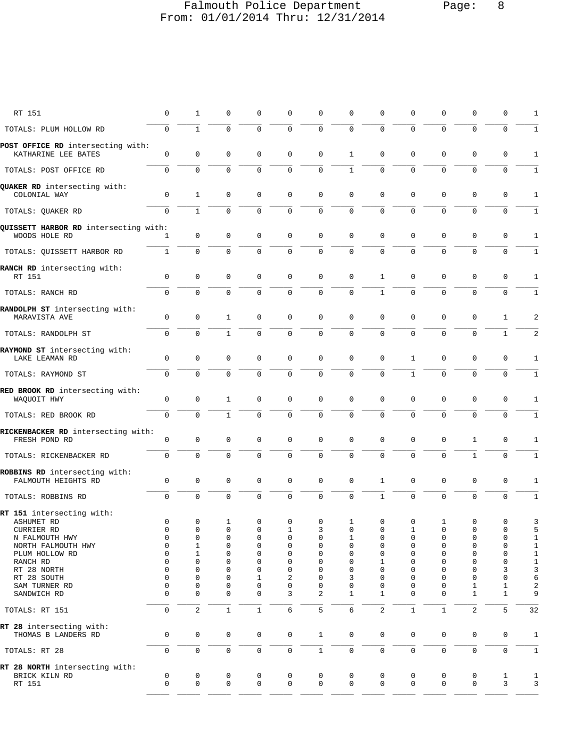Falmouth Police Department

From: 01/01/2014 Thru: 12/31/2014

| | | | | | | | | | | | | | |
|---|---|---|---|---|---|---|---|---|---|---|---|---|---|
| RT 151 | 0 | 1 | 0 | 0 | 0 | 0 | 0 | 0 | 0 | 0 | 0 | 0 | 1 |
| TOTALS: PLUM HOLLOW RD | 0 | 1 | 0 | 0 | 0 | 0 | 0 | 0 | 0 | 0 | 0 | 0 | 1 |
| **POST OFFICE RD** intersecting with: | | | | | | | | | | | | | |
| KATHARINE LEE BATES | 0 | 0 | 0 | 0 | 0 | 0 | 1 | 0 | 0 | 0 | 0 | 0 | 1 |
| TOTALS: POST OFFICE RD | 0 | 0 | 0 | 0 | 0 | 0 | 1 | 0 | 0 | 0 | 0 | 0 | 1 |
| **QUAKER RD** intersecting with: | | | | | | | | | | | | | |
| COLONIAL WAY | 0 | 1 | 0 | 0 | 0 | 0 | 0 | 0 | 0 | 0 | 0 | 0 | 1 |
| TOTALS: QUAKER RD | 0 | 1 | 0 | 0 | 0 | 0 | 0 | 0 | 0 | 0 | 0 | 0 | 1 |
| **QUISSETT HARBOR RD** intersecting with: | | | | | | | | | | | | | |
| WOODS HOLE RD | 1 | 0 | 0 | 0 | 0 | 0 | 0 | 0 | 0 | 0 | 0 | 0 | 1 |
| TOTALS: QUISSETT HARBOR RD | 1 | 0 | 0 | 0 | 0 | 0 | 0 | 0 | 0 | 0 | 0 | 0 | 1 |
| **RANCH RD** intersecting with: | | | | | | | | | | | | | |
| RT 151 | 0 | 0 | 0 | 0 | 0 | 0 | 0 | 1 | 0 | 0 | 0 | 0 | 1 |
| TOTALS: RANCH RD | 0 | 0 | 0 | 0 | 0 | 0 | 0 | 1 | 0 | 0 | 0 | 0 | 1 |
| **RANDOLPH ST** intersecting with: | | | | | | | | | | | | | |
| MARAVISTA AVE | 0 | 0 | 1 | 0 | 0 | 0 | 0 | 0 | 0 | 0 | 0 | 1 | 2 |
| TOTALS: RANDOLPH ST | 0 | 0 | 1 | 0 | 0 | 0 | 0 | 0 | 0 | 0 | 0 | 1 | 2 |
| **RAYMOND ST** intersecting with: | | | | | | | | | | | | | |
| LAKE LEAMAN RD | 0 | 0 | 0 | 0 | 0 | 0 | 0 | 0 | 1 | 0 | 0 | 0 | 1 |
| TOTALS: RAYMOND ST | 0 | 0 | 0 | 0 | 0 | 0 | 0 | 0 | 1 | 0 | 0 | 0 | 1 |
| **RED BROOK RD** intersecting with: | | | | | | | | | | | | | |
| WAQUOIT HWY | 0 | 0 | 1 | 0 | 0 | 0 | 0 | 0 | 0 | 0 | 0 | 0 | 1 |
| TOTALS: RED BROOK RD | 0 | 0 | 1 | 0 | 0 | 0 | 0 | 0 | 0 | 0 | 0 | 0 | 1 |
| **RICKENBACKER RD** intersecting with: | | | | | | | | | | | | | |
| FRESH POND RD | 0 | 0 | 0 | 0 | 0 | 0 | 0 | 0 | 0 | 0 | 1 | 0 | 1 |
| TOTALS: RICKENBACKER RD | 0 | 0 | 0 | 0 | 0 | 0 | 0 | 0 | 0 | 0 | 1 | 0 | 1 |
| **ROBBINS RD** intersecting with: | | | | | | | | | | | | | |
| FALMOUTH HEIGHTS RD | 0 | 0 | 0 | 0 | 0 | 0 | 0 | 1 | 0 | 0 | 0 | 0 | 1 |
| TOTALS: ROBBINS RD | 0 | 0 | 0 | 0 | 0 | 0 | 0 | 1 | 0 | 0 | 0 | 0 | 1 |
| **RT 151** intersecting with: | | | | | | | | | | | | | |
| ASHUMET RD | 0 | 0 | 1 | 0 | 0 | 0 | 1 | 0 | 0 | 1 | 0 | 0 | 3 |
| CURRIER RD | 0 | 0 | 0 | 0 | 1 | 3 | 0 | 0 | 1 | 0 | 0 | 0 | 5 |
| N FALMOUTH HWY | 0 | 0 | 0 | 0 | 0 | 0 | 1 | 0 | 0 | 0 | 0 | 0 | 1 |
| NORTH FALMOUTH HWY | 0 | 1 | 0 | 0 | 0 | 0 | 0 | 0 | 0 | 0 | 0 | 0 | 1 |
| PLUM HOLLOW RD | 0 | 1 | 0 | 0 | 0 | 0 | 0 | 0 | 0 | 0 | 0 | 0 | 1 |
| RANCH RD | 0 | 0 | 0 | 0 | 0 | 0 | 0 | 1 | 0 | 0 | 0 | 0 | 1 |
| RT 28 NORTH | 0 | 0 | 0 | 0 | 0 | 0 | 0 | 0 | 0 | 0 | 0 | 3 | 3 |
| RT 28 SOUTH | 0 | 0 | 0 | 1 | 2 | 0 | 3 | 0 | 0 | 0 | 0 | 0 | 6 |
| SAM TURNER RD | 0 | 0 | 0 | 0 | 0 | 0 | 0 | 0 | 0 | 0 | 1 | 1 | 2 |
| SANDWICH RD | 0 | 0 | 0 | 0 | 3 | 2 | 1 | 1 | 0 | 0 | 1 | 1 | 9 |
| TOTALS: RT 151 | 0 | 2 | 1 | 1 | 6 | 5 | 6 | 2 | 1 | 1 | 2 | 5 | 32 |
| **RT 28** intersecting with: | | | | | | | | | | | | | |
| THOMAS B LANDERS RD | 0 | 0 | 0 | 0 | 0 | 1 | 0 | 0 | 0 | 0 | 0 | 0 | 1 |
| TOTALS: RT 28 | 0 | 0 | 0 | 0 | 0 | 1 | 0 | 0 | 0 | 0 | 0 | 0 | 1 |
| **RT 28 NORTH** intersecting with: | | | | | | | | | | | | | |
| BRICK KILN RD | 0 | 0 | 0 | 0 | 0 | 0 | 0 | 0 | 0 | 0 | 0 | 1 | 1 |
| RT 151 | 0 | 0 | 0 | 0 | 0 | 0 | 0 | 0 | 0 | 0 | 0 | 3 | 3 |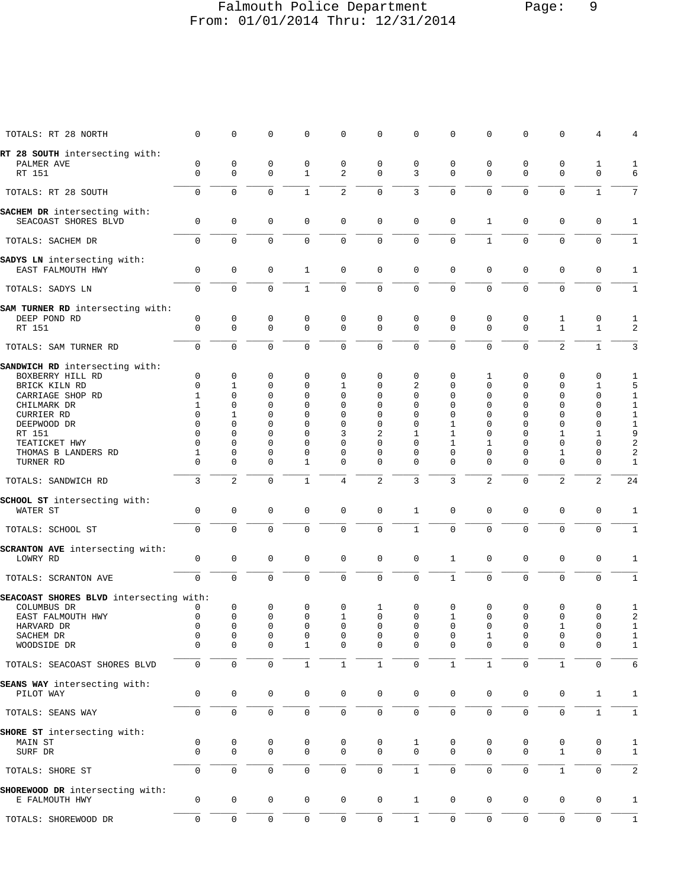Falmouth Police Department
From: 01/01/2014 Thru: 12/31/2014

| | | | | | | | | | | | | | |
|---|---|---|---|---|---|---|---|---|---|---|---|---|---|
| TOTALS: RT 28 NORTH | 0 | 0 | 0 | 0 | 0 | 0 | 0 | 0 | 0 | 0 | 0 | 4 | 4 |
| **RT 28 SOUTH** intersecting with: | | | | | | | | | | | | | |
| PALMER AVE | 0 | 0 | 0 | 0 | 0 | 0 | 0 | 0 | 0 | 0 | 0 | 1 | 1 |
| RT 151 | 0 | 0 | 0 | 1 | 2 | 0 | 3 | 0 | 0 | 0 | 0 | 0 | 6 |
| TOTALS: RT 28 SOUTH | 0 | 0 | 0 | 1 | 2 | 0 | 3 | 0 | 0 | 0 | 0 | 1 | 7 |
| **SACHEM DR** intersecting with: | | | | | | | | | | | | | |
| SEACOAST SHORES BLVD | 0 | 0 | 0 | 0 | 0 | 0 | 0 | 0 | 1 | 0 | 0 | 0 | 1 |
| TOTALS: SACHEM DR | 0 | 0 | 0 | 0 | 0 | 0 | 0 | 0 | 1 | 0 | 0 | 0 | 1 |
| **SADYS LN** intersecting with: | | | | | | | | | | | | | |
| EAST FALMOUTH HWY | 0 | 0 | 0 | 1 | 0 | 0 | 0 | 0 | 0 | 0 | 0 | 0 | 1 |
| TOTALS: SADYS LN | 0 | 0 | 0 | 1 | 0 | 0 | 0 | 0 | 0 | 0 | 0 | 0 | 1 |
| **SAM TURNER RD** intersecting with: | | | | | | | | | | | | | |
| DEEP POND RD | 0 | 0 | 0 | 0 | 0 | 0 | 0 | 0 | 0 | 0 | 1 | 0 | 1 |
| RT 151 | 0 | 0 | 0 | 0 | 0 | 0 | 0 | 0 | 0 | 0 | 1 | 1 | 2 |
| TOTALS: SAM TURNER RD | 0 | 0 | 0 | 0 | 0 | 0 | 0 | 0 | 0 | 0 | 2 | 1 | 3 |
| **SANDWICH RD** intersecting with: | | | | | | | | | | | | | |
| BOXBERRY HILL RD | 0 | 0 | 0 | 0 | 0 | 0 | 0 | 0 | 1 | 0 | 0 | 0 | 1 |
| BRICK KILN RD | 0 | 1 | 0 | 0 | 1 | 0 | 2 | 0 | 0 | 0 | 0 | 1 | 5 |
| CARRIAGE SHOP RD | 1 | 0 | 0 | 0 | 0 | 0 | 0 | 0 | 0 | 0 | 0 | 0 | 1 |
| CHILMARK DR | 1 | 0 | 0 | 0 | 0 | 0 | 0 | 0 | 0 | 0 | 0 | 0 | 1 |
| CURRIER RD | 0 | 1 | 0 | 0 | 0 | 0 | 0 | 0 | 0 | 0 | 0 | 0 | 1 |
| DEEPWOOD DR | 0 | 0 | 0 | 0 | 0 | 0 | 0 | 1 | 0 | 0 | 0 | 0 | 1 |
| RT 151 | 0 | 0 | 0 | 0 | 3 | 2 | 1 | 1 | 0 | 0 | 1 | 1 | 9 |
| TEATICKET HWY | 0 | 0 | 0 | 0 | 0 | 0 | 0 | 1 | 1 | 0 | 0 | 0 | 2 |
| THOMAS B LANDERS RD | 1 | 0 | 0 | 0 | 0 | 0 | 0 | 0 | 0 | 0 | 1 | 0 | 2 |
| TURNER RD | 0 | 0 | 0 | 1 | 0 | 0 | 0 | 0 | 0 | 0 | 0 | 0 | 1 |
| TOTALS: SANDWICH RD | 3 | 2 | 0 | 1 | 4 | 2 | 3 | 3 | 2 | 0 | 2 | 2 | 24 |
| **SCHOOL ST** intersecting with: | | | | | | | | | | | | | |
| WATER ST | 0 | 0 | 0 | 0 | 0 | 0 | 1 | 0 | 0 | 0 | 0 | 0 | 1 |
| TOTALS: SCHOOL ST | 0 | 0 | 0 | 0 | 0 | 0 | 1 | 0 | 0 | 0 | 0 | 0 | 1 |
| **SCRANTON AVE** intersecting with: | | | | | | | | | | | | | |
| LOWRY RD | 0 | 0 | 0 | 0 | 0 | 0 | 0 | 1 | 0 | 0 | 0 | 0 | 1 |
| TOTALS: SCRANTON AVE | 0 | 0 | 0 | 0 | 0 | 0 | 0 | 1 | 0 | 0 | 0 | 0 | 1 |
| **SEACOAST SHORES BLVD** intersecting with: | | | | | | | | | | | | | |
| COLUMBUS DR | 0 | 0 | 0 | 0 | 0 | 1 | 0 | 0 | 0 | 0 | 0 | 0 | 1 |
| EAST FALMOUTH HWY | 0 | 0 | 0 | 0 | 1 | 0 | 0 | 1 | 0 | 0 | 0 | 0 | 2 |
| HARVARD DR | 0 | 0 | 0 | 0 | 0 | 0 | 0 | 0 | 0 | 0 | 1 | 0 | 1 |
| SACHEM DR | 0 | 0 | 0 | 0 | 0 | 0 | 0 | 0 | 1 | 0 | 0 | 0 | 1 |
| WOODSIDE DR | 0 | 0 | 0 | 1 | 0 | 0 | 0 | 0 | 0 | 0 | 0 | 0 | 1 |
| TOTALS: SEACOAST SHORES BLVD | 0 | 0 | 0 | 1 | 1 | 1 | 0 | 1 | 1 | 0 | 1 | 0 | 6 |
| **SEANS WAY** intersecting with: | | | | | | | | | | | | | |
| PILOT WAY | 0 | 0 | 0 | 0 | 0 | 0 | 0 | 0 | 0 | 0 | 0 | 1 | 1 |
| TOTALS: SEANS WAY | 0 | 0 | 0 | 0 | 0 | 0 | 0 | 0 | 0 | 0 | 0 | 1 | 1 |
| **SHORE ST** intersecting with: | | | | | | | | | | | | | |
| MAIN ST | 0 | 0 | 0 | 0 | 0 | 0 | 1 | 0 | 0 | 0 | 0 | 0 | 1 |
| SURF DR | 0 | 0 | 0 | 0 | 0 | 0 | 0 | 0 | 0 | 0 | 1 | 0 | 1 |
| TOTALS: SHORE ST | 0 | 0 | 0 | 0 | 0 | 0 | 1 | 0 | 0 | 0 | 1 | 0 | 2 |
| **SHOREWOOD DR** intersecting with: | | | | | | | | | | | | | |
| E FALMOUTH HWY | 0 | 0 | 0 | 0 | 0 | 0 | 1 | 0 | 0 | 0 | 0 | 0 | 1 |
| TOTALS: SHOREWOOD DR | 0 | 0 | 0 | 0 | 0 | 0 | 1 | 0 | 0 | 0 | 0 | 0 | 1 |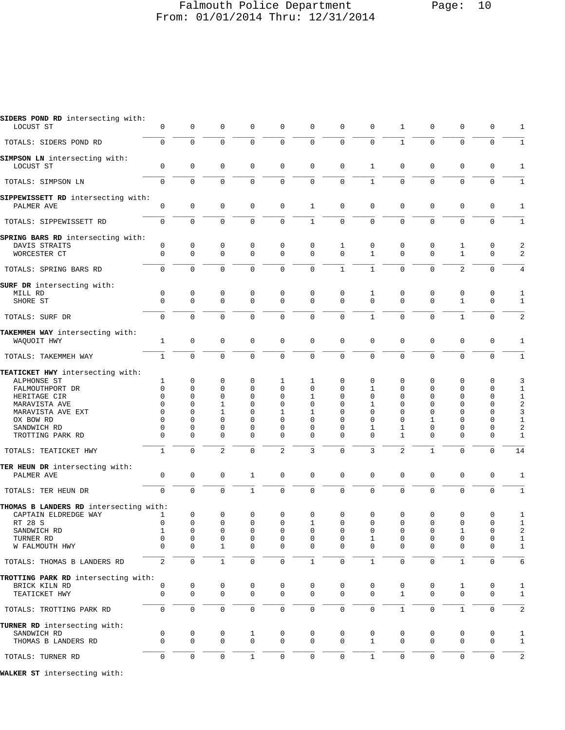**SIDERS POND RD** intersecting with:

| | | | | | | | | | | | | | |
|---|---|---|---|---|---|---|---|---|---|---|---|---|---|
| LOCUST ST | 0 | 0 | 0 | 0 | 0 | 0 | 0 | 0 | 1 | 0 | 0 | 0 | 1 |
| TOTALS: SIDERS POND RD | 0 | 0 | 0 | 0 | 0 | 0 | 0 | 0 | 1 | 0 | 0 | 0 | 1 |

**SIMPSON LN** intersecting with:

| | | | | | | | | | | | | | |
|---|---|---|---|---|---|---|---|---|---|---|---|---|---|
| LOCUST ST | 0 | 0 | 0 | 0 | 0 | 0 | 0 | 1 | 0 | 0 | 0 | 0 | 1 |
| TOTALS: SIMPSON LN | 0 | 0 | 0 | 0 | 0 | 0 | 0 | 1 | 0 | 0 | 0 | 0 | 1 |

**SIPPEWISSETT RD** intersecting with:

| | | | | | | | | | | | | | |
|---|---|---|---|---|---|---|---|---|---|---|---|---|---|
| PALMER AVE | 0 | 0 | 0 | 0 | 0 | 1 | 0 | 0 | 0 | 0 | 0 | 0 | 1 |
| TOTALS: SIPPEWISSETT RD | 0 | 0 | 0 | 0 | 0 | 1 | 0 | 0 | 0 | 0 | 0 | 0 | 1 |

**SPRING BARS RD** intersecting with:

| | | | | | | | | | | | | | |
|---|---|---|---|---|---|---|---|---|---|---|---|---|---|
| DAVIS STRAITS | 0 | 0 | 0 | 0 | 0 | 0 | 1 | 0 | 0 | 0 | 1 | 0 | 2 |
| WORCESTER CT | 0 | 0 | 0 | 0 | 0 | 0 | 0 | 1 | 0 | 0 | 1 | 0 | 2 |
| TOTALS: SPRING BARS RD | 0 | 0 | 0 | 0 | 0 | 0 | 1 | 1 | 0 | 0 | 2 | 0 | 4 |

**SURF DR** intersecting with:

| | | | | | | | | | | | | | |
|---|---|---|---|---|---|---|---|---|---|---|---|---|---|
| MILL RD | 0 | 0 | 0 | 0 | 0 | 0 | 0 | 1 | 0 | 0 | 0 | 0 | 1 |
| SHORE ST | 0 | 0 | 0 | 0 | 0 | 0 | 0 | 0 | 0 | 0 | 1 | 0 | 1 |
| TOTALS: SURF DR | 0 | 0 | 0 | 0 | 0 | 0 | 0 | 1 | 0 | 0 | 1 | 0 | 2 |

**TAKEMMEH WAY** intersecting with:

| | | | | | | | | | | | | | |
|---|---|---|---|---|---|---|---|---|---|---|---|---|---|
| WAQUOIT HWY | 1 | 0 | 0 | 0 | 0 | 0 | 0 | 0 | 0 | 0 | 0 | 0 | 1 |
| TOTALS: TAKEMMEH WAY | 1 | 0 | 0 | 0 | 0 | 0 | 0 | 0 | 0 | 0 | 0 | 0 | 1 |

**TEATICKET HWY** intersecting with:

| | | | | | | | | | | | | | |
|---|---|---|---|---|---|---|---|---|---|---|---|---|---|
| ALPHONSE ST | 1 | 0 | 0 | 0 | 1 | 1 | 0 | 0 | 0 | 0 | 0 | 0 | 3 |
| FALMOUTHPORT DR | 0 | 0 | 0 | 0 | 0 | 0 | 0 | 1 | 0 | 0 | 0 | 0 | 1 |
| HERITAGE CIR | 0 | 0 | 0 | 0 | 0 | 1 | 0 | 0 | 0 | 0 | 0 | 0 | 1 |
| MARAVISTA AVE | 0 | 0 | 1 | 0 | 0 | 0 | 0 | 1 | 0 | 0 | 0 | 0 | 2 |
| MARAVISTA AVE EXT | 0 | 0 | 1 | 0 | 1 | 1 | 0 | 0 | 0 | 0 | 0 | 0 | 3 |
| OX BOW RD | 0 | 0 | 0 | 0 | 0 | 0 | 0 | 0 | 0 | 1 | 0 | 0 | 1 |
| SANDWICH RD | 0 | 0 | 0 | 0 | 0 | 0 | 0 | 1 | 1 | 0 | 0 | 0 | 2 |
| TROTTING PARK RD | 0 | 0 | 0 | 0 | 0 | 0 | 0 | 0 | 1 | 0 | 0 | 0 | 1 |
| TOTALS: TEATICKET HWY | 1 | 0 | 2 | 0 | 2 | 3 | 0 | 3 | 2 | 1 | 0 | 0 | 14 |

**TER HEUN DR** intersecting with:

| | | | | | | | | | | | | | |
|---|---|---|---|---|---|---|---|---|---|---|---|---|---|
| PALMER AVE | 0 | 0 | 0 | 1 | 0 | 0 | 0 | 0 | 0 | 0 | 0 | 0 | 1 |
| TOTALS: TER HEUN DR | 0 | 0 | 0 | 1 | 0 | 0 | 0 | 0 | 0 | 0 | 0 | 0 | 1 |

**THOMAS B LANDERS RD** intersecting with:

| | | | | | | | | | | | | | |
|---|---|---|---|---|---|---|---|---|---|---|---|---|---|
| CAPTAIN ELDREDGE WAY | 1 | 0 | 0 | 0 | 0 | 0 | 0 | 0 | 0 | 0 | 0 | 0 | 1 |
| RT 28 S | 0 | 0 | 0 | 0 | 0 | 1 | 0 | 0 | 0 | 0 | 0 | 0 | 1 |
| SANDWICH RD | 1 | 0 | 0 | 0 | 0 | 0 | 0 | 0 | 0 | 0 | 1 | 0 | 2 |
| TURNER RD | 0 | 0 | 0 | 0 | 0 | 0 | 0 | 1 | 0 | 0 | 0 | 0 | 1 |
| W FALMOUTH HWY | 0 | 0 | 1 | 0 | 0 | 0 | 0 | 0 | 0 | 0 | 0 | 0 | 1 |
| TOTALS: THOMAS B LANDERS RD | 2 | 0 | 1 | 0 | 0 | 1 | 0 | 1 | 0 | 0 | 1 | 0 | 6 |

**TROTTING PARK RD** intersecting with:

| | | | | | | | | | | | | | |
|---|---|---|---|---|---|---|---|---|---|---|---|---|---|
| BRICK KILN RD | 0 | 0 | 0 | 0 | 0 | 0 | 0 | 0 | 0 | 0 | 1 | 0 | 1 |
| TEATICKET HWY | 0 | 0 | 0 | 0 | 0 | 0 | 0 | 0 | 1 | 0 | 0 | 0 | 1 |
| TOTALS: TROTTING PARK RD | 0 | 0 | 0 | 0 | 0 | 0 | 0 | 0 | 1 | 0 | 1 | 0 | 2 |

**TURNER RD** intersecting with:

| | | | | | | | | | | | | | |
|---|---|---|---|---|---|---|---|---|---|---|---|---|---|
| SANDWICH RD | 0 | 0 | 0 | 1 | 0 | 0 | 0 | 0 | 0 | 0 | 0 | 0 | 1 |
| THOMAS B LANDERS RD | 0 | 0 | 0 | 0 | 0 | 0 | 0 | 1 | 0 | 0 | 0 | 0 | 1 |
| TOTALS: TURNER RD | 0 | 0 | 0 | 1 | 0 | 0 | 0 | 1 | 0 | 0 | 0 | 0 | 2 |

**WALKER ST** intersecting with: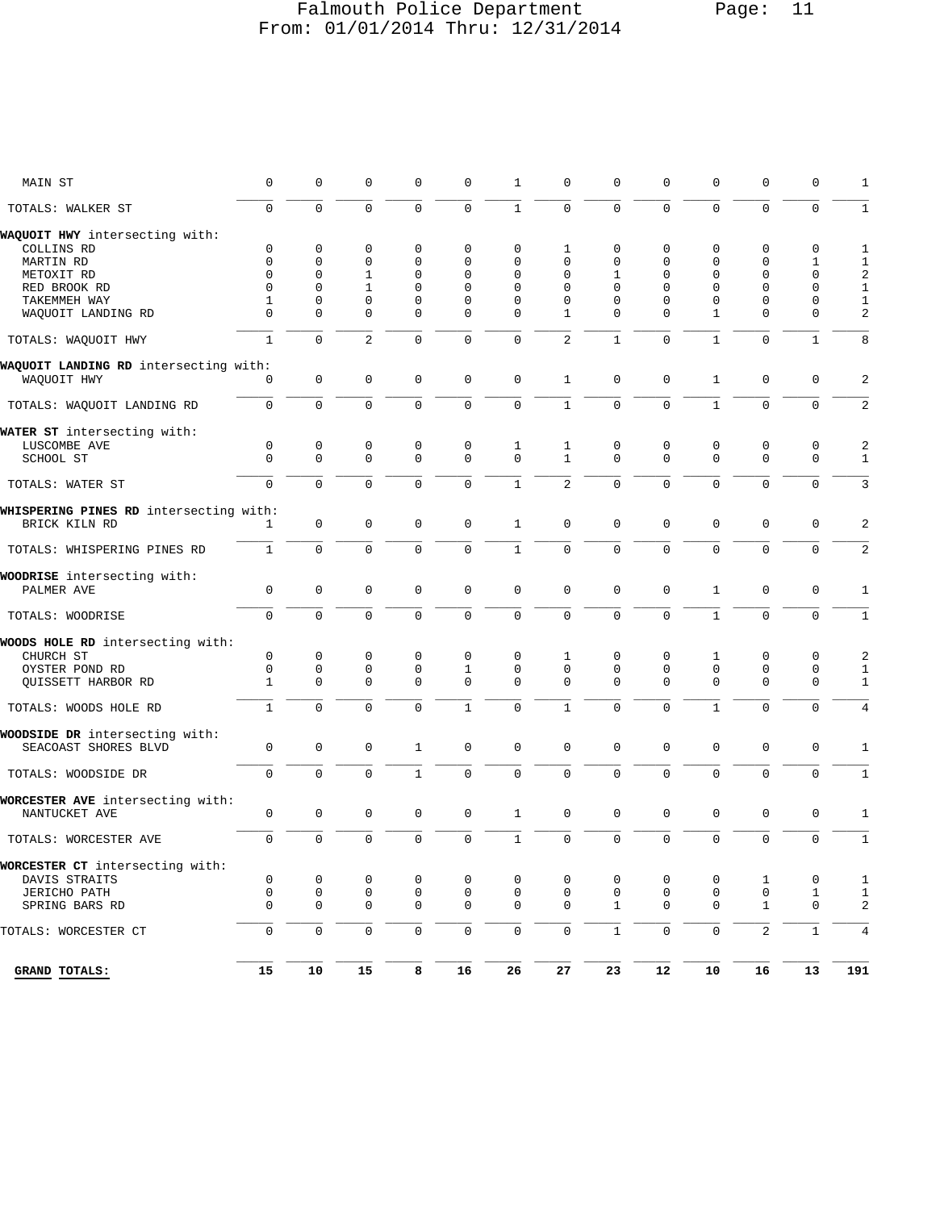| | | | | | | | | | | | | | |
|---|---|---|---|---|---|---|---|---|---|---|---|---|---|
| MAIN ST | 0 | 0 | 0 | 0 | 0 | 1 | 0 | 0 | 0 | 0 | 0 | 0 | 1 |
| TOTALS: WALKER ST | 0 | 0 | 0 | 0 | 0 | 1 | 0 | 0 | 0 | 0 | 0 | 0 | 1 |
| **WAQUOIT HWY** intersecting with: | | | | | | | | | | | | | |
| COLLINS RD | 0 | 0 | 0 | 0 | 0 | 0 | 1 | 0 | 0 | 0 | 0 | 0 | 1 |
| MARTIN RD | 0 | 0 | 0 | 0 | 0 | 0 | 0 | 0 | 0 | 0 | 0 | 1 | 1 |
| METOXIT RD | 0 | 0 | 1 | 0 | 0 | 0 | 0 | 1 | 0 | 0 | 0 | 0 | 2 |
| RED BROOK RD | 0 | 0 | 1 | 0 | 0 | 0 | 0 | 0 | 0 | 0 | 0 | 0 | 1 |
| TAKEMMEH WAY | 1 | 0 | 0 | 0 | 0 | 0 | 0 | 0 | 0 | 0 | 0 | 0 | 1 |
| WAQUOIT LANDING RD | 0 | 0 | 0 | 0 | 0 | 0 | 1 | 0 | 0 | 1 | 0 | 0 | 2 |
| TOTALS: WAQUOIT HWY | 1 | 0 | 2 | 0 | 0 | 0 | 2 | 1 | 0 | 1 | 0 | 1 | 8 |
| **WAQUOIT LANDING RD** intersecting with: | | | | | | | | | | | | | |
| WAQUOIT HWY | 0 | 0 | 0 | 0 | 0 | 0 | 1 | 0 | 0 | 1 | 0 | 0 | 2 |
| TOTALS: WAQUOIT LANDING RD | 0 | 0 | 0 | 0 | 0 | 0 | 1 | 0 | 0 | 1 | 0 | 0 | 2 |
| **WATER ST** intersecting with: | | | | | | | | | | | | | |
| LUSCOMBE AVE | 0 | 0 | 0 | 0 | 0 | 1 | 1 | 0 | 0 | 0 | 0 | 0 | 2 |
| SCHOOL ST | 0 | 0 | 0 | 0 | 0 | 0 | 1 | 0 | 0 | 0 | 0 | 0 | 1 |
| TOTALS: WATER ST | 0 | 0 | 0 | 0 | 0 | 1 | 2 | 0 | 0 | 0 | 0 | 0 | 3 |
| **WHISPERING PINES RD** intersecting with: | | | | | | | | | | | | | |
| BRICK KILN RD | 1 | 0 | 0 | 0 | 0 | 1 | 0 | 0 | 0 | 0 | 0 | 0 | 2 |
| TOTALS: WHISPERING PINES RD | 1 | 0 | 0 | 0 | 0 | 1 | 0 | 0 | 0 | 0 | 0 | 0 | 2 |
| **WOODRISE** intersecting with: | | | | | | | | | | | | | |
| PALMER AVE | 0 | 0 | 0 | 0 | 0 | 0 | 0 | 0 | 0 | 1 | 0 | 0 | 1 |
| TOTALS: WOODRISE | 0 | 0 | 0 | 0 | 0 | 0 | 0 | 0 | 0 | 1 | 0 | 0 | 1 |
| **WOODS HOLE RD** intersecting with: | | | | | | | | | | | | | |
| CHURCH ST | 0 | 0 | 0 | 0 | 0 | 0 | 1 | 0 | 0 | 1 | 0 | 0 | 2 |
| OYSTER POND RD | 0 | 0 | 0 | 0 | 1 | 0 | 0 | 0 | 0 | 0 | 0 | 0 | 1 |
| QUISSETT HARBOR RD | 1 | 0 | 0 | 0 | 0 | 0 | 0 | 0 | 0 | 0 | 0 | 0 | 1 |
| TOTALS: WOODS HOLE RD | 1 | 0 | 0 | 0 | 1 | 0 | 1 | 0 | 0 | 1 | 0 | 0 | 4 |
| **WOODSIDE DR** intersecting with: | | | | | | | | | | | | | |
| SEACOAST SHORES BLVD | 0 | 0 | 0 | 1 | 0 | 0 | 0 | 0 | 0 | 0 | 0 | 0 | 1 |
| TOTALS: WOODSIDE DR | 0 | 0 | 0 | 1 | 0 | 0 | 0 | 0 | 0 | 0 | 0 | 0 | 1 |
| **WORCESTER AVE** intersecting with: | | | | | | | | | | | | | |
| NANTUCKET AVE | 0 | 0 | 0 | 0 | 0 | 1 | 0 | 0 | 0 | 0 | 0 | 0 | 1 |
| TOTALS: WORCESTER AVE | 0 | 0 | 0 | 0 | 0 | 1 | 0 | 0 | 0 | 0 | 0 | 0 | 1 |
| **WORCESTER CT** intersecting with: | | | | | | | | | | | | | |
| DAVIS STRAITS | 0 | 0 | 0 | 0 | 0 | 0 | 0 | 0 | 0 | 0 | 1 | 0 | 1 |
| JERICHO PATH | 0 | 0 | 0 | 0 | 0 | 0 | 0 | 0 | 0 | 0 | 0 | 1 | 1 |
| SPRING BARS RD | 0 | 0 | 0 | 0 | 0 | 0 | 0 | 1 | 0 | 0 | 1 | 0 | 2 |
| TOTALS: WORCESTER CT | 0 | 0 | 0 | 0 | 0 | 0 | 0 | 1 | 0 | 0 | 2 | 1 | 4 |
| **GRAND TOTALS:** | **15** | **10** | **15** | **8** | **16** | **26** | **27** | **23** | **12** | **10** | **16** | **13** | **191** |